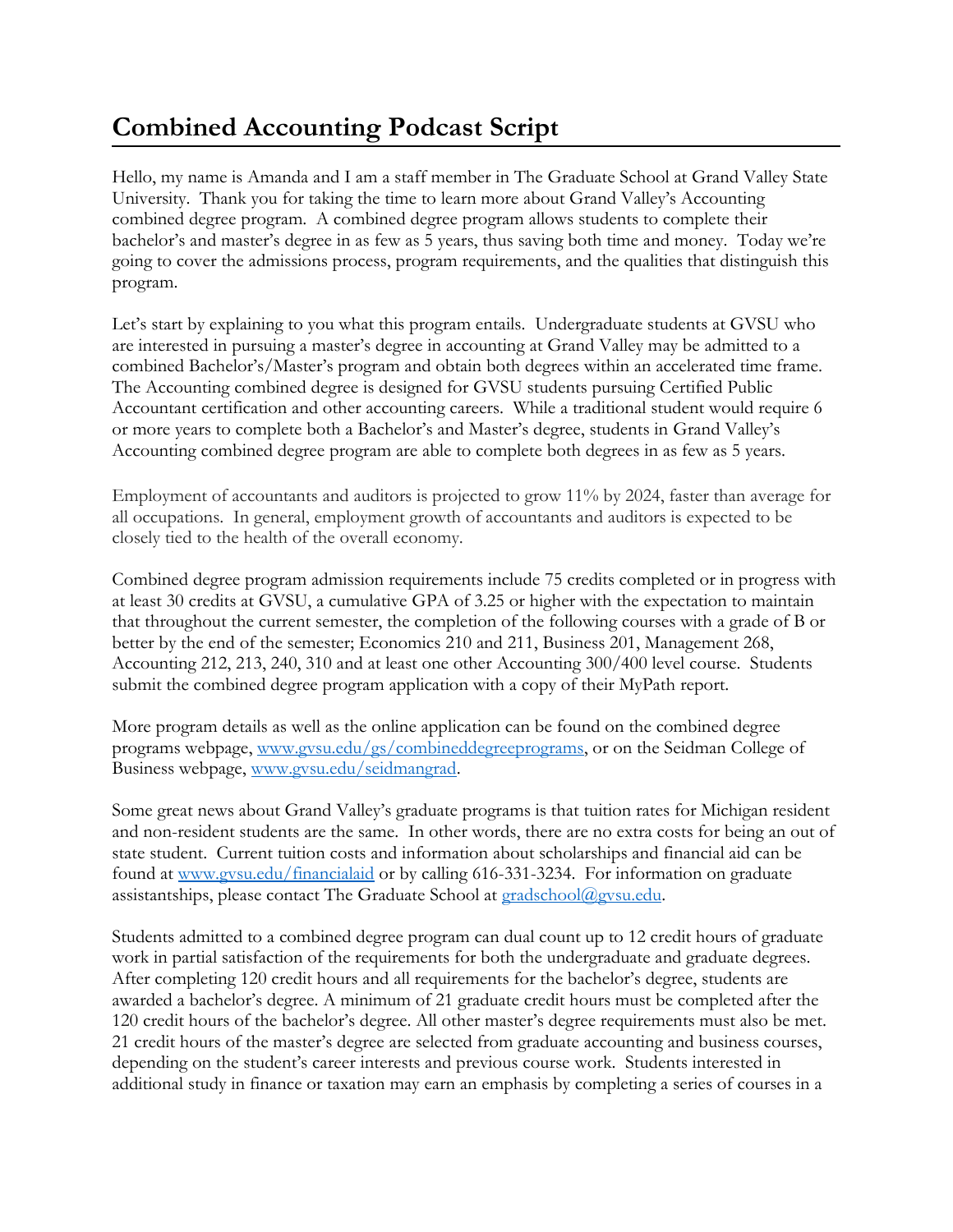# Combined Accounting Podcast Script

Hello, my name is Amanda and I am a staff member in The Graduate School at Grand Valley State University. Thank you for taking the time to learn more about Grand Valley's Accounting combined degree program. A combined degree program allows students to complete their bachelor's and master's degree in as few as 5 years, thus saving both time and money. Today we're going to cover the admissions process, program requirements, and the qualities that distinguish this program.

Let's start by explaining to you what this program entails. Undergraduate students at GVSU who are interested in pursuing a master's degree in accounting at Grand Valley may be admitted to a combined Bachelor's/Master's program and obtain both degrees within an accelerated time frame. The Accounting combined degree is designed for GVSU students pursuing Certified Public Accountant certification and other accounting careers. While a traditional student would require 6 or more years to complete both a Bachelor's and Master's degree, students in Grand Valley's Accounting combined degree program are able to complete both degrees in as few as 5 years.

Employment of accountants and auditors is projected to grow 11% by 2024, faster than average for all occupations. In general, employment growth of accountants and auditors is expected to be closely tied to the health of the overall economy.

Combined degree program admission requirements include 75 credits completed or in progress with at least 30 credits at GVSU, a cumulative GPA of 3.25 or higher with the expectation to maintain that throughout the current semester, the completion of the following courses with a grade of B or better by the end of the semester; Economics 210 and 211, Business 201, Management 268, Accounting 212, 213, 240, 310 and at least one other Accounting 300/400 level course. Students submit the combined degree program application with a copy of their MyPath report.

More program details as well as the online application can be found on the combined degree programs webpage, [www.gvsu.edu/gs/combineddegreeprograms](www.gvsu.edu/gs/combineddegreeprograms), or on the Seidman College of Business webpage, [www.gvsu.edu/seidmangrad](www.gvsu.edu/seidmangrad).

Some great news about Grand Valley's graduate programs is that tuition rates for Michigan resident and non-resident students are the same. In other words, there are no extra costs for being an out of state student. Current tuition costs and information about scholarships and financial aid can be found at [www.gvsu.edu/financialaid](www.gvsu.edu/financialaid) or by calling 616-331-3234. For information on graduate assistantships, please contact The Graduate School at [gradschool@gvsu.edu](mailto:gradschool@gvsu.edu).

Students admitted to a combined degree program can dual count up to 12 credit hours of graduate work in partial satisfaction of the requirements for both the undergraduate and graduate degrees. After completing 120 credit hours and all requirements for the bachelor's degree, students are awarded a bachelor's degree. A minimum of 21 graduate credit hours must be completed after the 120 credit hours of the bachelor's degree. All other master's degree requirements must also be met. 21 credit hours of the master's degree are selected from graduate accounting and business courses, depending on the student's career interests and previous course work. Students interested in additional study in finance or taxation may earn an emphasis by completing a series of courses in a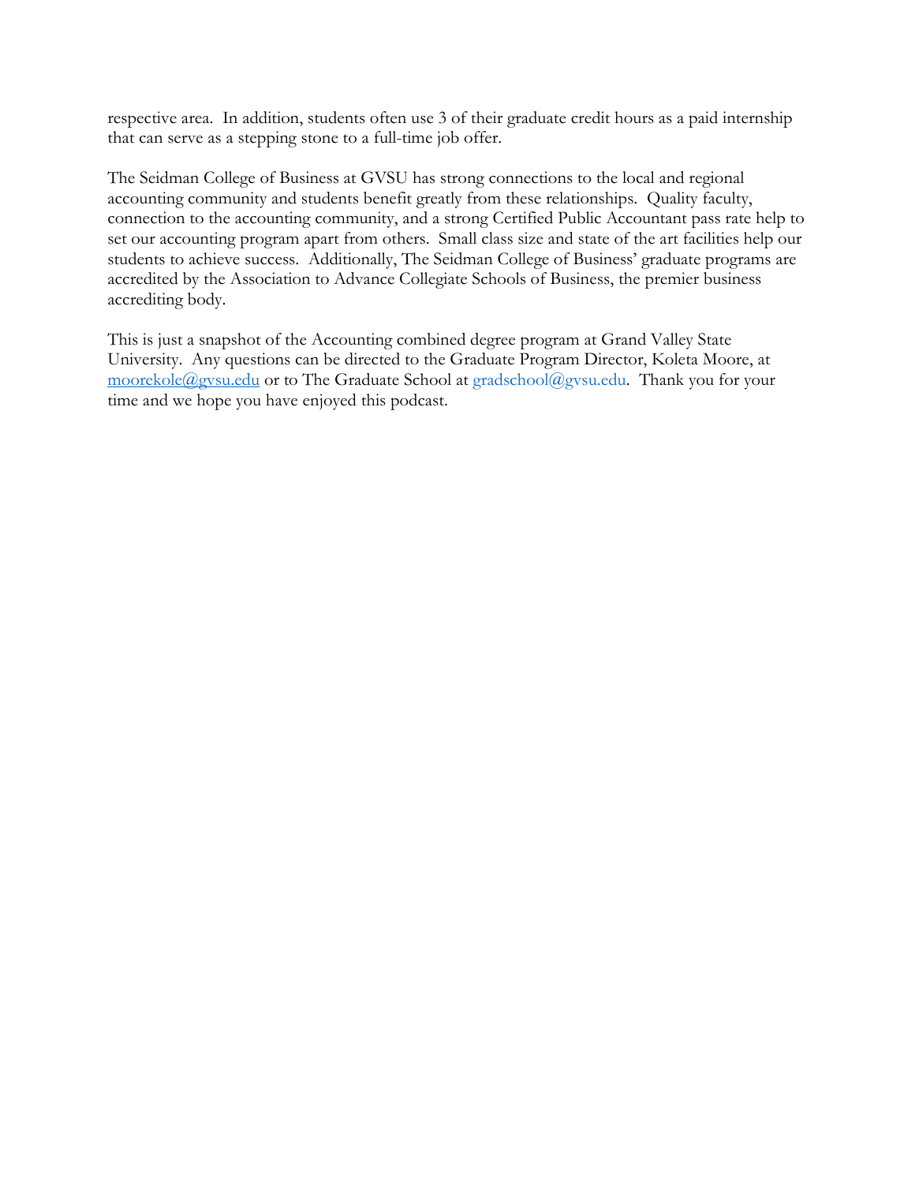respective area. In addition, students often use 3 of their graduate credit hours as a paid internship that can serve as a stepping stone to a full-time job offer.

The Seidman College of Business at GVSU has strong connections to the local and regional accounting community and students benefit greatly from these relationships. Quality faculty, connection to the accounting community, and a strong Certified Public Accountant pass rate help to set our accounting program apart from others. Small class size and state of the art facilities help our students to achieve success. Additionally, The Seidman College of Business' graduate programs are accredited by the Association to Advance Collegiate Schools of Business, the premier business accrediting body.

This is just a snapshot of the Accounting combined degree program at Grand Valley State University. Any questions can be directed to the Graduate Program Director, Koleta Moore, at moorekole@gvsu.edu or to The Graduate School at gradschool@gvsu.edu. Thank you for your time and we hope you have enjoyed this podcast.